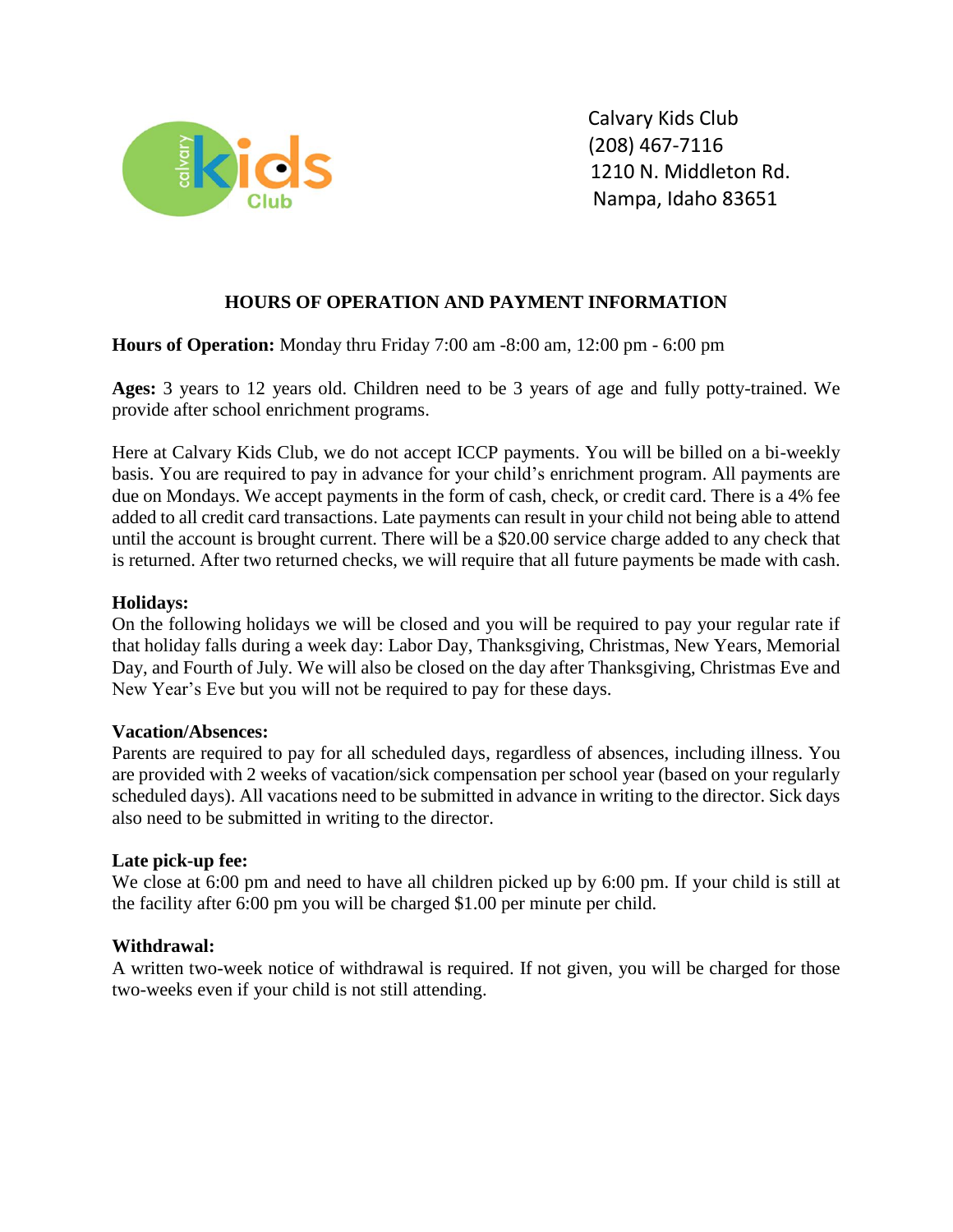Calvary Kids Club
(208) 467-7116
1210 N. Middleton Rd.
Nampa, Idaho 83651

## HOURS OF OPERATION AND PAYMENT INFORMATION

**Hours of Operation:** Monday thru Friday 7:00 am -8:00 am, 12:00 pm - 6:00 pm

**Ages:** 3 years to 12 years old. Children need to be 3 years of age and fully potty-trained. We provide after school enrichment programs.

Here at Calvary Kids Club, we do not accept ICCP payments. You will be billed on a bi-weekly basis. You are required to pay in advance for your child's enrichment program. All payments are due on Mondays. We accept payments in the form of cash, check, or credit card. There is a 4% fee added to all credit card transactions. Late payments can result in your child not being able to attend until the account is brought current. There will be a $20.00 service charge added to any check that is returned. After two returned checks, we will require that all future payments be made with cash.

**Holidays:**
On the following holidays we will be closed and you will be required to pay your regular rate if that holiday falls during a week day: Labor Day, Thanksgiving, Christmas, New Years, Memorial Day, and Fourth of July. We will also be closed on the day after Thanksgiving, Christmas Eve and New Year's Eve but you will not be required to pay for these days.

**Vacation/Absences:**
Parents are required to pay for all scheduled days, regardless of absences, including illness. You are provided with 2 weeks of vacation/sick compensation per school year (based on your regularly scheduled days). All vacations need to be submitted in advance in writing to the director. Sick days also need to be submitted in writing to the director.

**Late pick-up fee:**
We close at 6:00 pm and need to have all children picked up by 6:00 pm. If your child is still at the facility after 6:00 pm you will be charged $1.00 per minute per child.

**Withdrawal:**
A written two-week notice of withdrawal is required. If not given, you will be charged for those two-weeks even if your child is not still attending.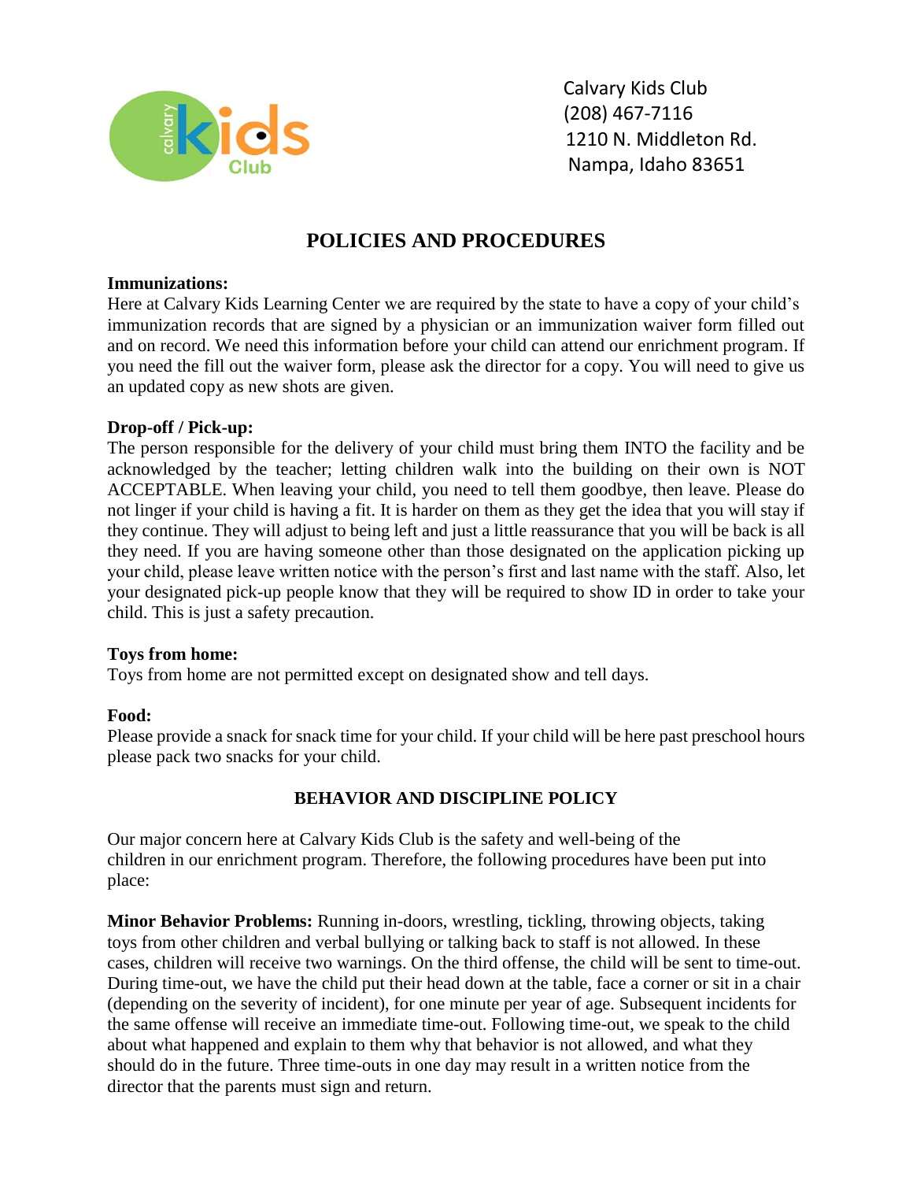Calvary Kids Club
(208) 467-7116
1210 N. Middleton Rd.
Nampa, Idaho 83651

# POLICIES AND PROCEDURES

**Immunizations:**
Here at Calvary Kids Learning Center we are required by the state to have a copy of your child's immunization records that are signed by a physician or an immunization waiver form filled out and on record. We need this information before your child can attend our enrichment program. If you need the fill out the waiver form, please ask the director for a copy. You will need to give us an updated copy as new shots are given.

**Drop-off / Pick-up:**
The person responsible for the delivery of your child must bring them INTO the facility and be acknowledged by the teacher; letting children walk into the building on their own is NOT ACCEPTABLE. When leaving your child, you need to tell them goodbye, then leave. Please do not linger if your child is having a fit. It is harder on them as they get the idea that you will stay if they continue. They will adjust to being left and just a little reassurance that you will be back is all they need. If you are having someone other than those designated on the application picking up your child, please leave written notice with the person's first and last name with the staff. Also, let your designated pick-up people know that they will be required to show ID in order to take your child. This is just a safety precaution.

**Toys from home:**
Toys from home are not permitted except on designated show and tell days.

**Food:**
Please provide a snack for snack time for your child. If your child will be here past preschool hours please pack two snacks for your child.

## BEHAVIOR AND DISCIPLINE POLICY

Our major concern here at Calvary Kids Club is the safety and well-being of the children in our enrichment program. Therefore, the following procedures have been put into place:

**Minor Behavior Problems:** Running in-doors, wrestling, tickling, throwing objects, taking toys from other children and verbal bullying or talking back to staff is not allowed. In these cases, children will receive two warnings. On the third offense, the child will be sent to time-out. During time-out, we have the child put their head down at the table, face a corner or sit in a chair (depending on the severity of incident), for one minute per year of age. Subsequent incidents for the same offense will receive an immediate time-out. Following time-out, we speak to the child about what happened and explain to them why that behavior is not allowed, and what they should do in the future. Three time-outs in one day may result in a written notice from the director that the parents must sign and return.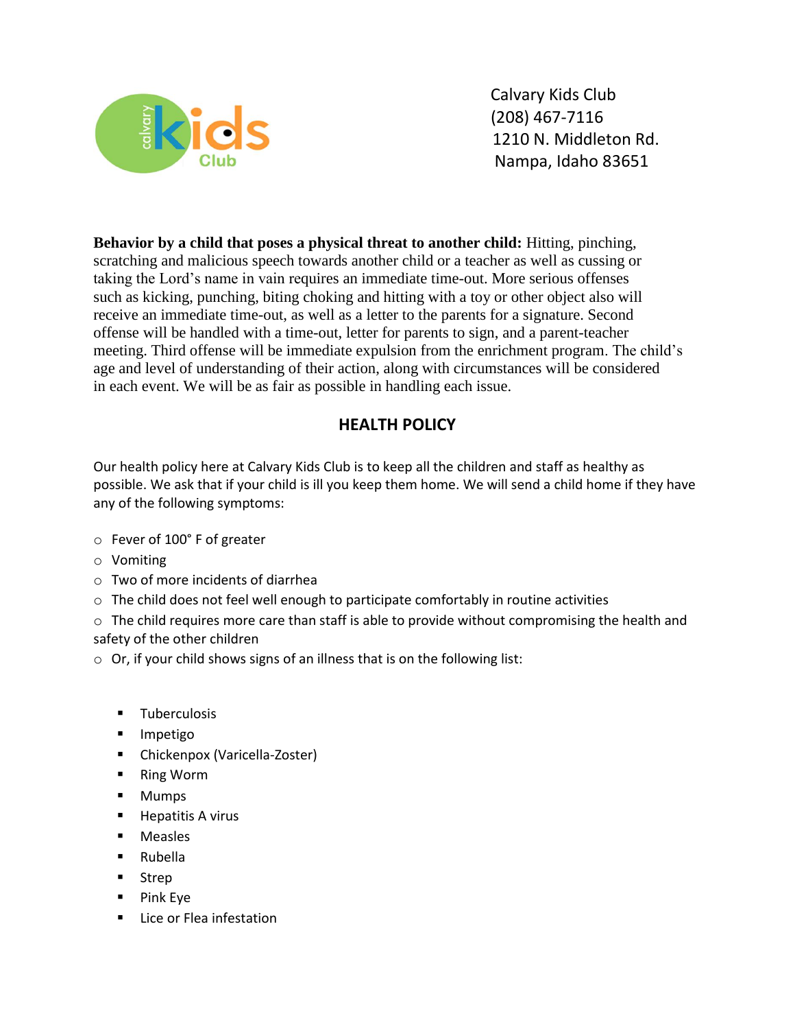Calvary Kids Club
(208) 467-7116
1210 N. Middleton Rd.
Nampa, Idaho 83651

**Behavior by a child that poses a physical threat to another child:** Hitting, pinching, scratching and malicious speech towards another child or a teacher as well as cussing or taking the Lord's name in vain requires an immediate time-out. More serious offenses such as kicking, punching, biting choking and hitting with a toy or other object also will receive an immediate time-out, as well as a letter to the parents for a signature. Second offense will be handled with a time-out, letter for parents to sign, and a parent-teacher meeting. Third offense will be immediate expulsion from the enrichment program. The child's age and level of understanding of their action, along with circumstances will be considered in each event. We will be as fair as possible in handling each issue.

## HEALTH POLICY

Our health policy here at Calvary Kids Club is to keep all the children and staff as healthy as possible. We ask that if your child is ill you keep them home. We will send a child home if they have any of the following symptoms:

- Fever of 100° F of greater
- Vomiting
- Two of more incidents of diarrhea
- The child does not feel well enough to participate comfortably in routine activities
- The child requires more care than staff is able to provide without compromising the health and safety of the other children
- Or, if your child shows signs of an illness that is on the following list:
    - Tuberculosis
    - Impetigo
    - Chickenpox (Varicella-Zoster)
    - Ring Worm
    - Mumps
    - Hepatitis A virus
    - Measles
    - Rubella
    - Strep
    - Pink Eye
    - Lice or Flea infestation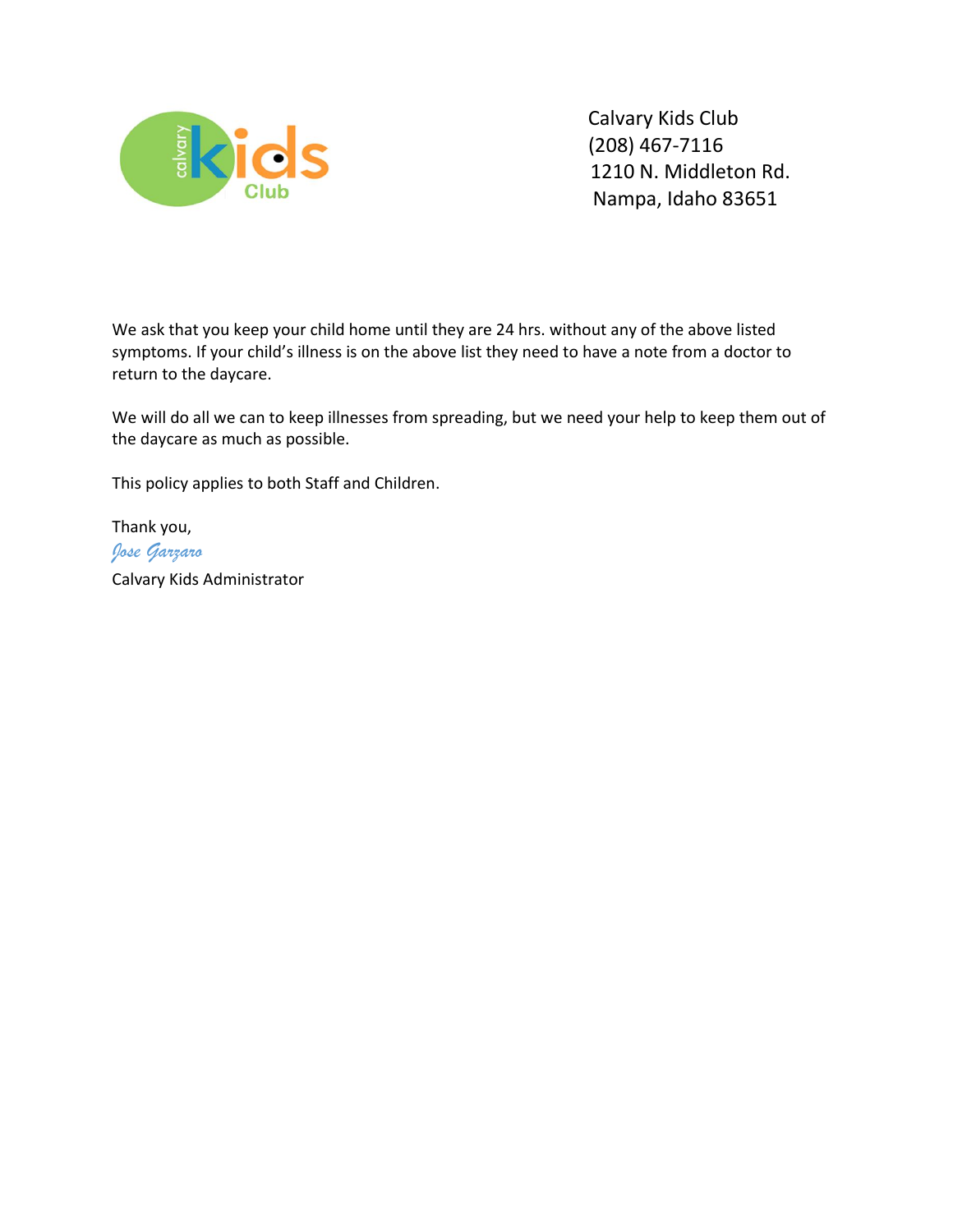Calvary Kids Club
(208) 467-7116
1210 N. Middleton Rd.
Nampa, Idaho 83651

We ask that you keep your child home until they are 24 hrs. without any of the above listed symptoms. If your child's illness is on the above list they need to have a note from a doctor to return to the daycare.

We will do all we can to keep illnesses from spreading, but we need your help to keep them out of the daycare as much as possible.

This policy applies to both Staff and Children.

Thank you,

*Jose Garzaro*

Calvary Kids Administrator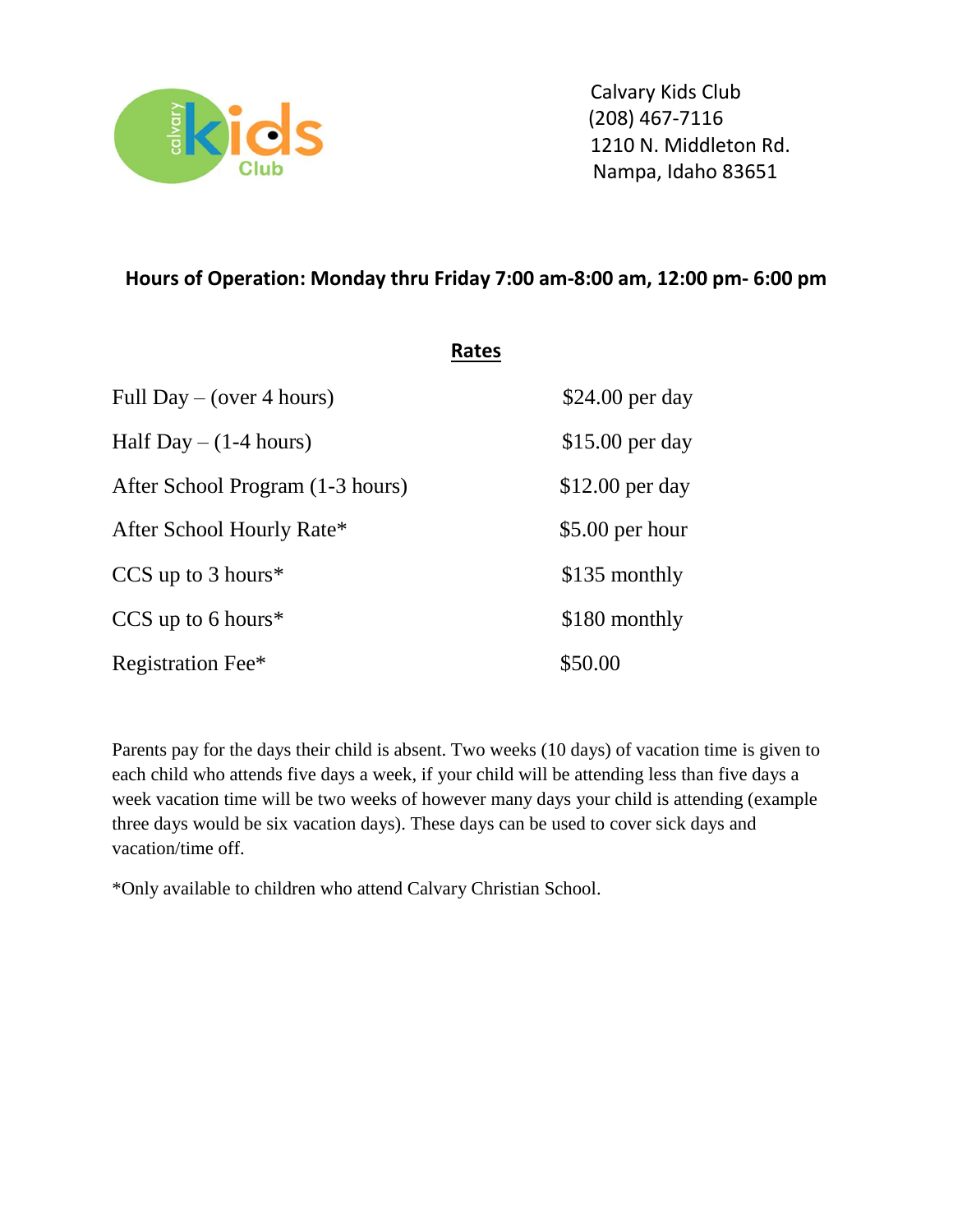Calvary Kids Club
(208) 467-7116
1210 N. Middleton Rd.
Nampa, Idaho 83651

**Hours of Operation: Monday thru Friday 7:00 am-8:00 am, 12:00 pm- 6:00 pm**

## Rates

| | |
|---|---|
| Full Day – (over 4 hours) | $24.00 per day |
| Half Day – (1-4 hours) | $15.00 per day |
| After School Program (1-3 hours) | $12.00 per day |
| After School Hourly Rate* | $5.00 per hour |
| CCS up to 3 hours* | $135 monthly |
| CCS up to 6 hours* | $180 monthly |
| Registration Fee* | $50.00 |

Parents pay for the days their child is absent. Two weeks (10 days) of vacation time is given to each child who attends five days a week, if your child will be attending less than five days a week vacation time will be two weeks of however many days your child is attending (example three days would be six vacation days). These days can be used to cover sick days and vacation/time off.

*Only available to children who attend Calvary Christian School.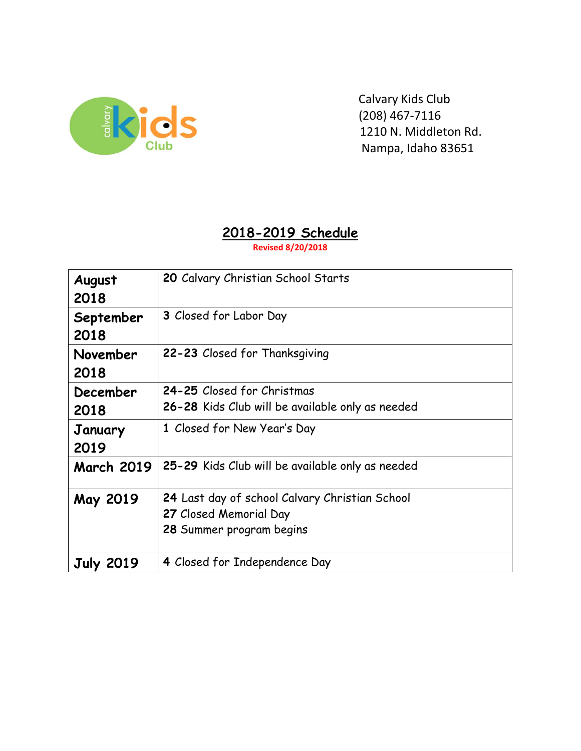Calvary Kids Club
(208) 467-7116
1210 N. Middleton Rd.
Nampa, Idaho 83651

## 2018-2019 Schedule

**Revised 8/20/2018**

| | |
|---|---|
| **August 2018** | **20** Calvary Christian School Starts |
| **September 2018** | **3** Closed for Labor Day |
| **November 2018** | **22-23** Closed for Thanksgiving |
| **December 2018** | **24-25** Closed for Christmas<br>**26-28** Kids Club will be available only as needed |
| **January 2019** | **1** Closed for New Year's Day |
| **March 2019** | **25-29** Kids Club will be available only as needed |
| **May 2019** | **24** Last day of school Calvary Christian School<br>**27** Closed Memorial Day<br>**28** Summer program begins |
| **July 2019** | **4** Closed for Independence Day |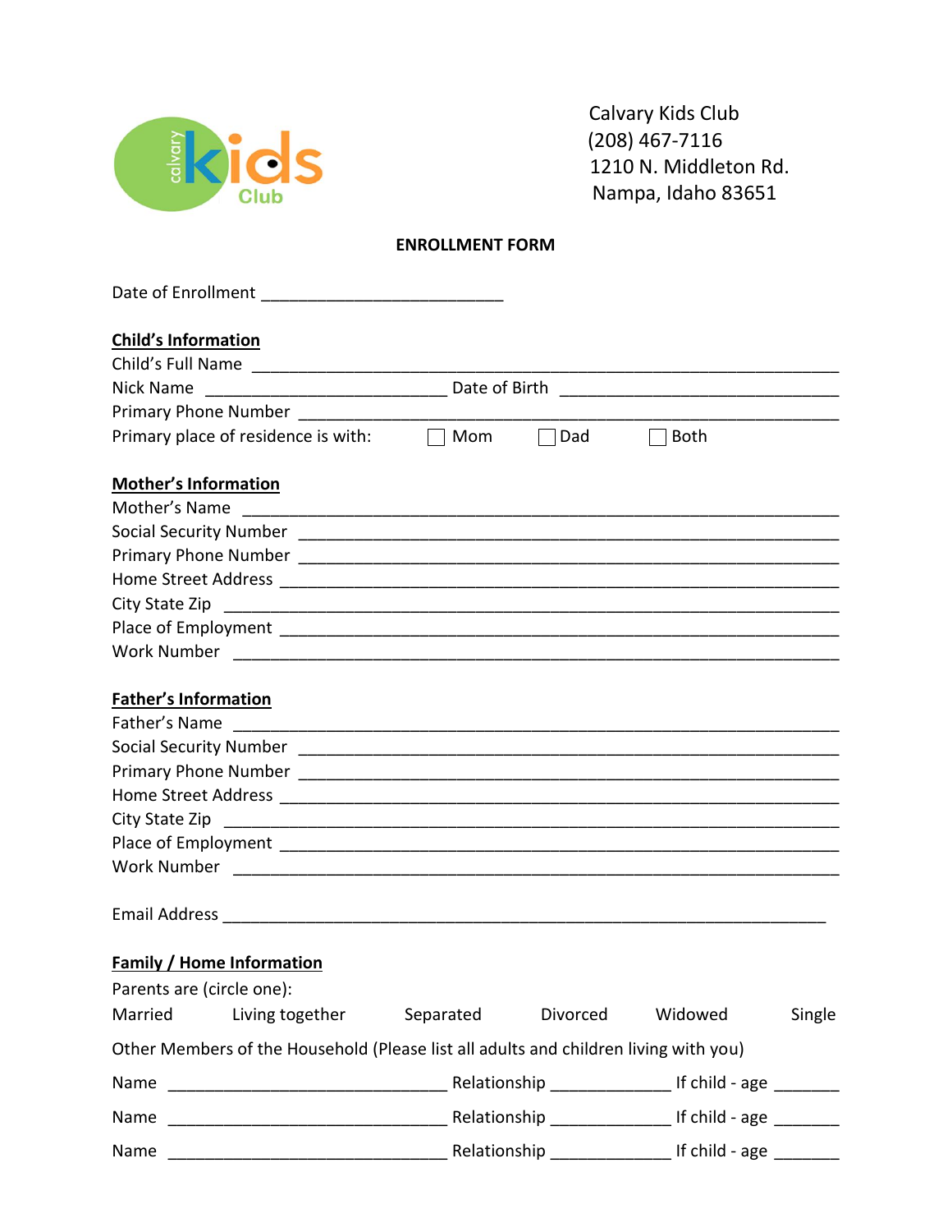Calvary Kids Club
(208) 467-7116
1210 N. Middleton Rd.
Nampa, Idaho 83651

## ENROLLMENT FORM

Date of Enrollment ___________________________

### Child's Information

Child's Full Name ______________________________________________________________

Nick Name ___________________________ Date of Birth _______________________________

Primary Phone Number ___________________________________________________________

Primary place of residence is with: ☐ Mom ☐ Dad ☐ Both

### Mother's Information

Mother's Name __________________________________________________________________

Social Security Number __________________________________________________________

Primary Phone Number ___________________________________________________________

Home Street Address ____________________________________________________________

City State Zip _________________________________________________________________

Place of Employment ____________________________________________________________

Work Number ___________________________________________________________________

### Father's Information

Father's Name __________________________________________________________________

Social Security Number __________________________________________________________

Primary Phone Number ___________________________________________________________

Home Street Address ____________________________________________________________

City State Zip _________________________________________________________________

Place of Employment ____________________________________________________________

Work Number ___________________________________________________________________

Email Address __________________________________________________________________

### Family / Home Information

Parents are (circle one):

Married    Living together    Separated    Divorced    Widowed    Single

Other Members of the Household (Please list all adults and children living with you)

Name _______________________________ Relationship _____________ If child - age _______

Name _______________________________ Relationship _____________ If child - age _______

Name _______________________________ Relationship _____________ If child - age _______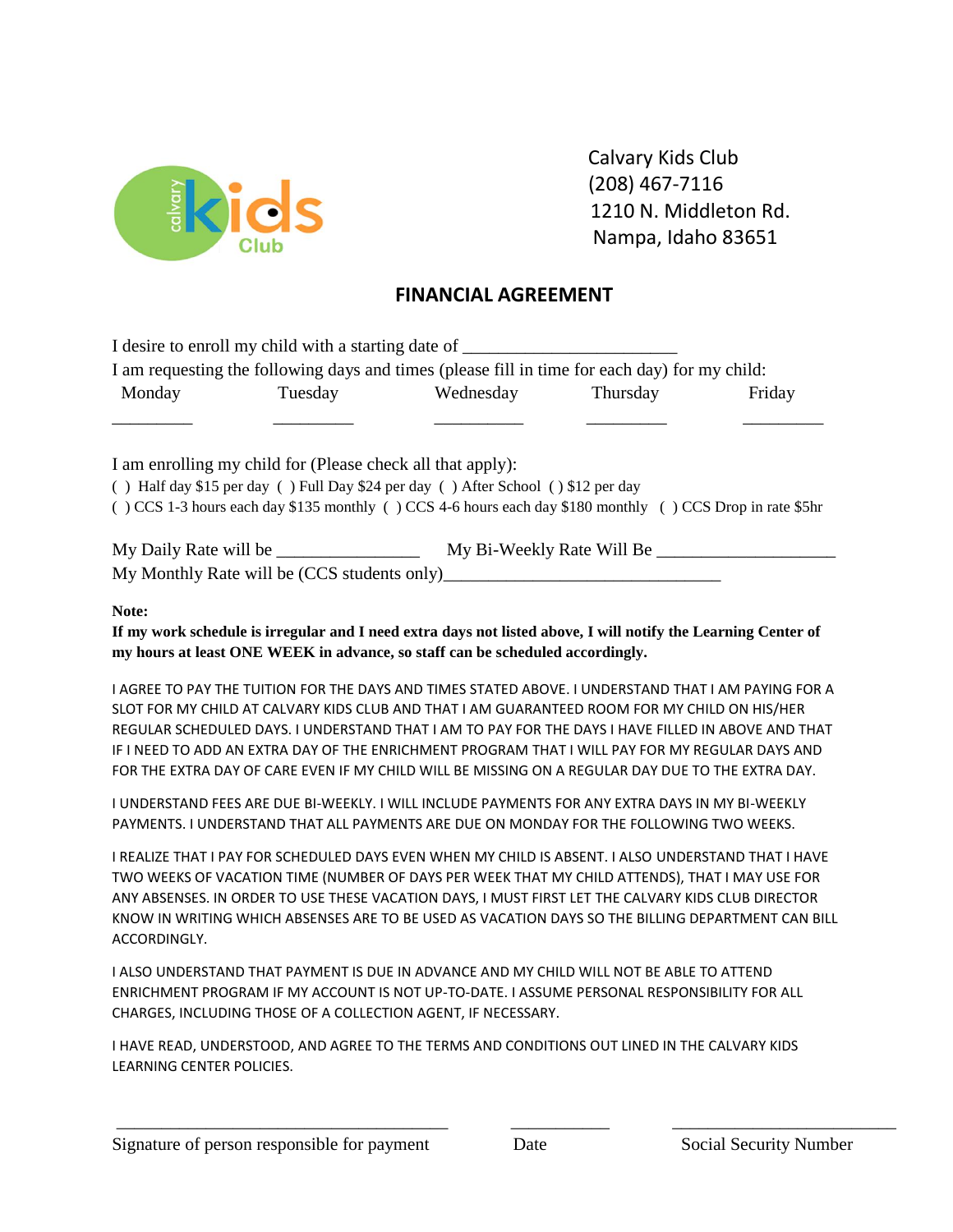Calvary Kids Club
(208) 467-7116
1210 N. Middleton Rd.
Nampa, Idaho 83651

## FINANCIAL AGREEMENT

I desire to enroll my child with a starting date of _______________________

I am requesting the following days and times (please fill in time for each day) for my child:

| Monday | Tuesday | Wednesday | Thursday | Friday |
|---|---|---|---|---|
| _________ | _________ | __________ | _________ | _________ |

I am enrolling my child for (Please check all that apply):

( ) Half day $15 per day ( ) Full Day $24 per day ( ) After School ( ) $12 per day
( ) CCS 1-3 hours each day $135 monthly ( ) CCS 4-6 hours each day $180 monthly ( ) CCS Drop in rate $5hr

My Daily Rate will be _______________ My Bi-Weekly Rate Will Be ___________________
My Monthly Rate will be (CCS students only)_____________________________

**Note:**
**If my work schedule is irregular and I need extra days not listed above, I will notify the Learning Center of my hours at least ONE WEEK in advance, so staff can be scheduled accordingly.**

I AGREE TO PAY THE TUITION FOR THE DAYS AND TIMES STATED ABOVE. I UNDERSTAND THAT I AM PAYING FOR A SLOT FOR MY CHILD AT CALVARY KIDS CLUB AND THAT I AM GUARANTEED ROOM FOR MY CHILD ON HIS/HER REGULAR SCHEDULED DAYS. I UNDERSTAND THAT I AM TO PAY FOR THE DAYS I HAVE FILLED IN ABOVE AND THAT IF I NEED TO ADD AN EXTRA DAY OF THE ENRICHMENT PROGRAM THAT I WILL PAY FOR MY REGULAR DAYS AND FOR THE EXTRA DAY OF CARE EVEN IF MY CHILD WILL BE MISSING ON A REGULAR DAY DUE TO THE EXTRA DAY.

I UNDERSTAND FEES ARE DUE BI-WEEKLY. I WILL INCLUDE PAYMENTS FOR ANY EXTRA DAYS IN MY BI-WEEKLY PAYMENTS. I UNDERSTAND THAT ALL PAYMENTS ARE DUE ON MONDAY FOR THE FOLLOWING TWO WEEKS.

I REALIZE THAT I PAY FOR SCHEDULED DAYS EVEN WHEN MY CHILD IS ABSENT. I ALSO UNDERSTAND THAT I HAVE TWO WEEKS OF VACATION TIME (NUMBER OF DAYS PER WEEK THAT MY CHILD ATTENDS), THAT I MAY USE FOR ANY ABSENSES. IN ORDER TO USE THESE VACATION DAYS, I MUST FIRST LET THE CALVARY KIDS CLUB DIRECTOR KNOW IN WRITING WHICH ABSENSES ARE TO BE USED AS VACATION DAYS SO THE BILLING DEPARTMENT CAN BILL ACCORDINGLY.

I ALSO UNDERSTAND THAT PAYMENT IS DUE IN ADVANCE AND MY CHILD WILL NOT BE ABLE TO ATTEND ENRICHMENT PROGRAM IF MY ACCOUNT IS NOT UP-TO-DATE. I ASSUME PERSONAL RESPONSIBILITY FOR ALL CHARGES, INCLUDING THOSE OF A COLLECTION AGENT, IF NECESSARY.

I HAVE READ, UNDERSTOOD, AND AGREE TO THE TERMS AND CONDITIONS OUT LINED IN THE CALVARY KIDS LEARNING CENTER POLICIES.

| _____________________________________ | ___________ | _________________________ |
|---|---|---|
| Signature of person responsible for payment | Date | Social Security Number |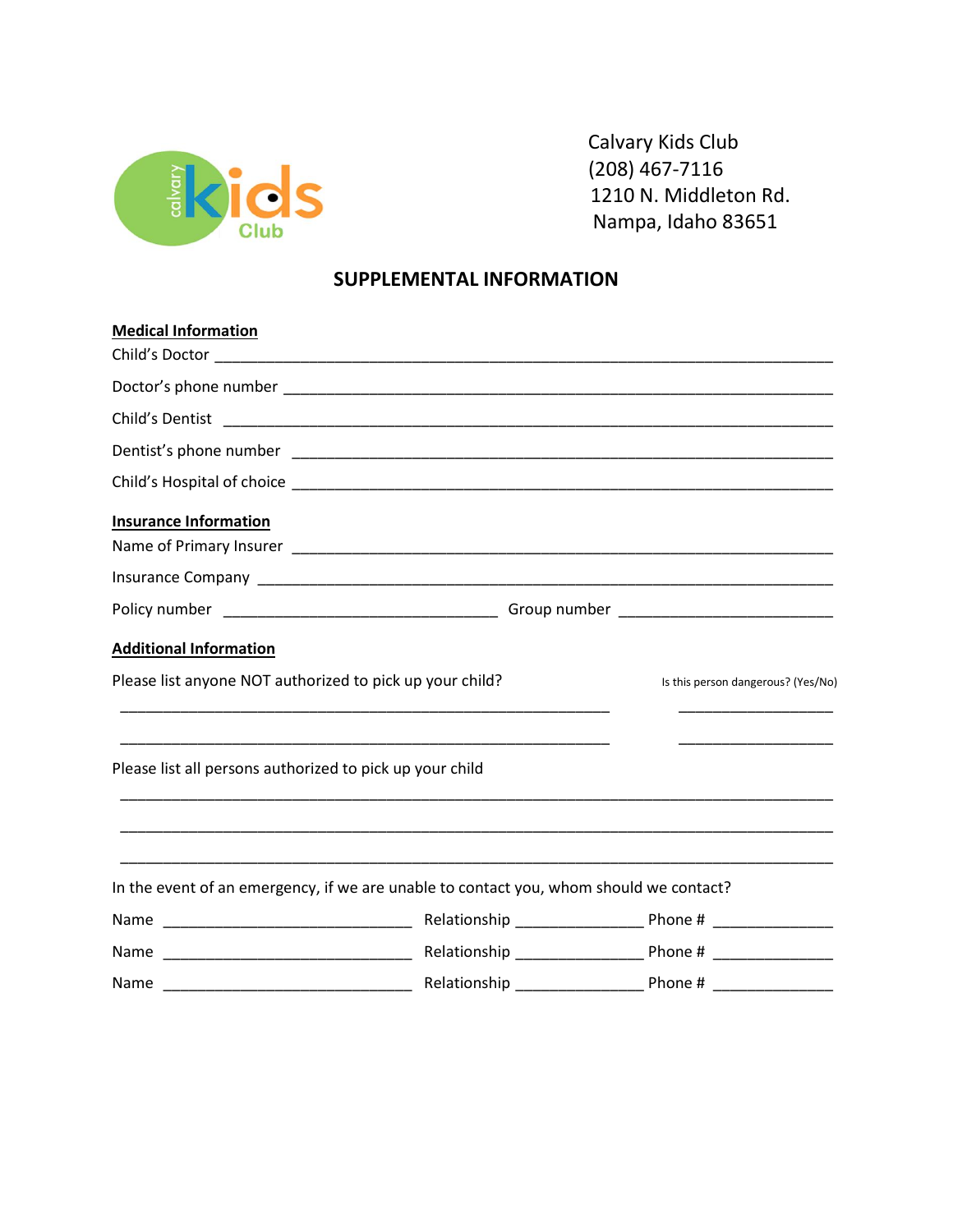Calvary Kids Club
(208) 467-7116
1210 N. Middleton Rd.
Nampa, Idaho 83651

## SUPPLEMENTAL INFORMATION

**Medical Information**

Child's Doctor ___________________________________________________________________

Doctor's phone number ____________________________________________________________

Child's Dentist ___________________________________________________________________

Dentist's phone number ___________________________________________________________

Child's Hospital of choice _________________________________________________________

**Insurance Information**

Name of Primary Insurer ___________________________________________________________

Insurance Company _______________________________________________________________

Policy number _______________________________ Group number _________________________

**Additional Information**

Please list anyone NOT authorized to pick up your child? Is this person dangerous? (Yes/No)

_______________________________________________________ _________________

_______________________________________________________ _________________

Please list all persons authorized to pick up your child

_________________________________________________________________________________

_________________________________________________________________________________

_________________________________________________________________________________

In the event of an emergency, if we are unable to contact you, whom should we contact?

Name ____________________________ Relationship ______________ Phone # _____________

Name ____________________________ Relationship ______________ Phone # _____________

Name ____________________________ Relationship ______________ Phone # _____________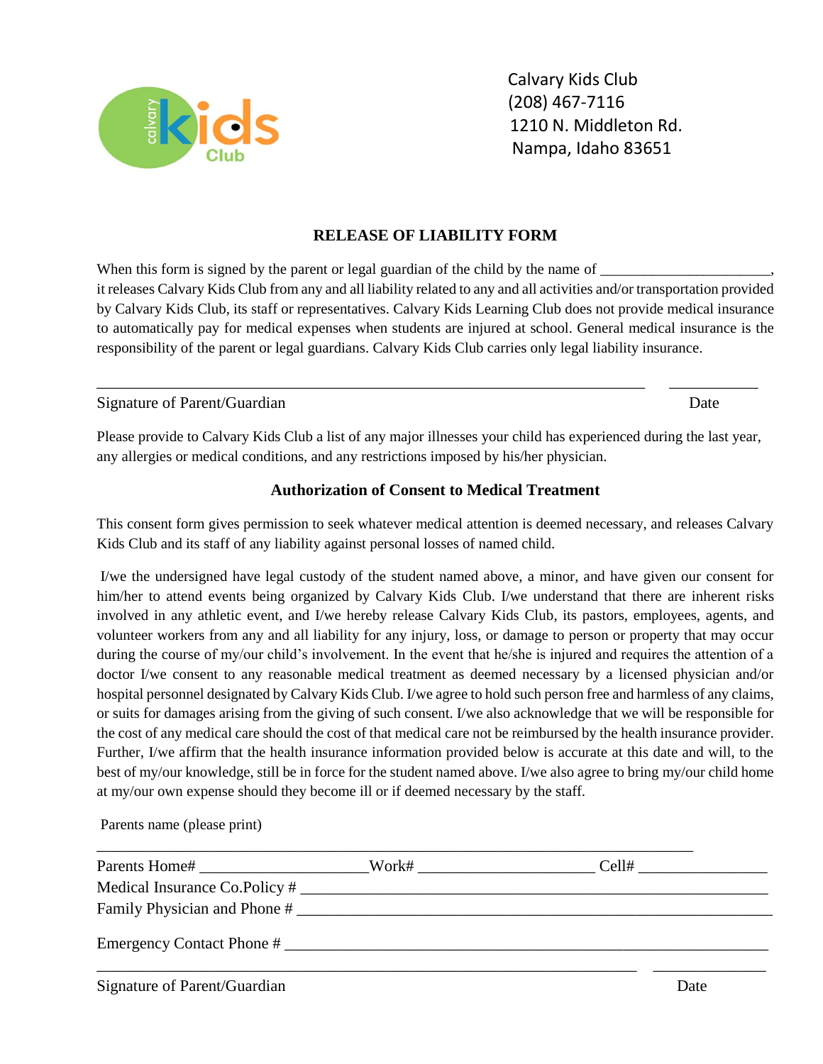Calvary Kids Club
(208) 467-7116
1210 N. Middleton Rd.
Nampa, Idaho 83651

## RELEASE OF LIABILITY FORM

When this form is signed by the parent or legal guardian of the child by the name of ______________________, it releases Calvary Kids Club from any and all liability related to any and all activities and/or transportation provided by Calvary Kids Club, its staff or representatives. Calvary Kids Learning Club does not provide medical insurance to automatically pay for medical expenses when students are injured at school. General medical insurance is the responsibility of the parent or legal guardians. Calvary Kids Club carries only legal liability insurance.

___________________________________________________________________________ ____________

Signature of Parent/Guardian Date

Please provide to Calvary Kids Club a list of any major illnesses your child has experienced during the last year, any allergies or medical conditions, and any restrictions imposed by his/her physician.

### Authorization of Consent to Medical Treatment

This consent form gives permission to seek whatever medical attention is deemed necessary, and releases Calvary Kids Club and its staff of any liability against personal losses of named child.

I/we the undersigned have legal custody of the student named above, a minor, and have given our consent for him/her to attend events being organized by Calvary Kids Club. I/we understand that there are inherent risks involved in any athletic event, and I/we hereby release Calvary Kids Club, its pastors, employees, agents, and volunteer workers from any and all liability for any injury, loss, or damage to person or property that may occur during the course of my/our child's involvement. In the event that he/she is injured and requires the attention of a doctor I/we consent to any reasonable medical treatment as deemed necessary by a licensed physician and/or hospital personnel designated by Calvary Kids Club. I/we agree to hold such person free and harmless of any claims, or suits for damages arising from the giving of such consent. I/we also acknowledge that we will be responsible for the cost of any medical care should the cost of that medical care not be reimbursed by the health insurance provider. Further, I/we affirm that the health insurance information provided below is accurate at this date and will, to the best of my/our knowledge, still be in force for the student named above. I/we also agree to bring my/our child home at my/our own expense should they become ill or if deemed necessary by the staff.

Parents name (please print)

_________________________________________________________________________________

Parents Home# ____________________Work# _____________________ Cell# ________________

Medical Insurance Co.Policy # ______________________________________________________________

Family Physician and Phone # ______________________________________________________________

Emergency Contact Phone # ________________________________________________________________

__________________________________________________________________________ _______________

Signature of Parent/Guardian Date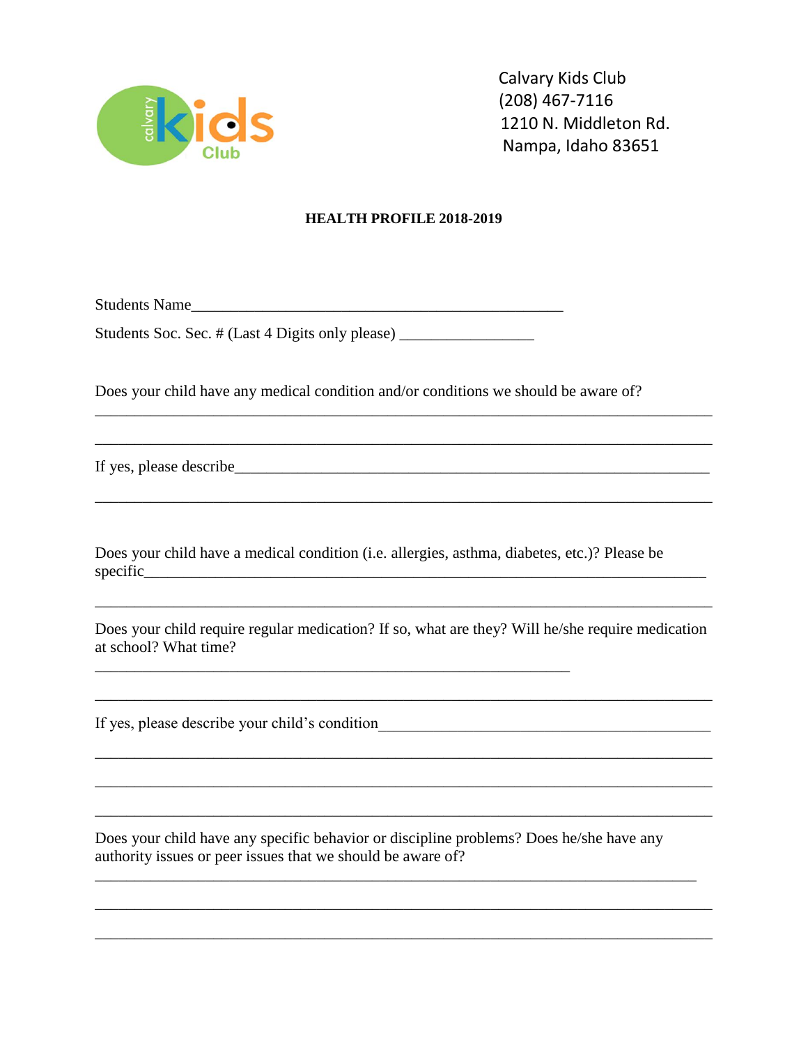Calvary Kids Club
(208) 467-7116
1210 N. Middleton Rd.
Nampa, Idaho 83651

**HEALTH PROFILE 2018-2019**

Students Name_______________________________________________

Students Soc. Sec. # (Last 4 Digits only please) _________________

Does your child have any medical condition and/or conditions we should be aware of?

_______________________________________________________________________________

_______________________________________________________________________________

If yes, please describe___________________________________________________________

_______________________________________________________________________________

Does your child have a medical condition (i.e. allergies, asthma, diabetes, etc.)? Please be specific_______________________________________________________________________

_______________________________________________________________________________

Does your child require regular medication? If so, what are they? Will he/she require medication at school? What time?

_____________________________________________________________

_______________________________________________________________________________

If yes, please describe your child's condition___________________________________________

_______________________________________________________________________________

_______________________________________________________________________________

_______________________________________________________________________________

Does your child have any specific behavior or discipline problems? Does he/she have any authority issues or peer issues that we should be aware of?

_____________________________________________________________________________

_______________________________________________________________________________

_______________________________________________________________________________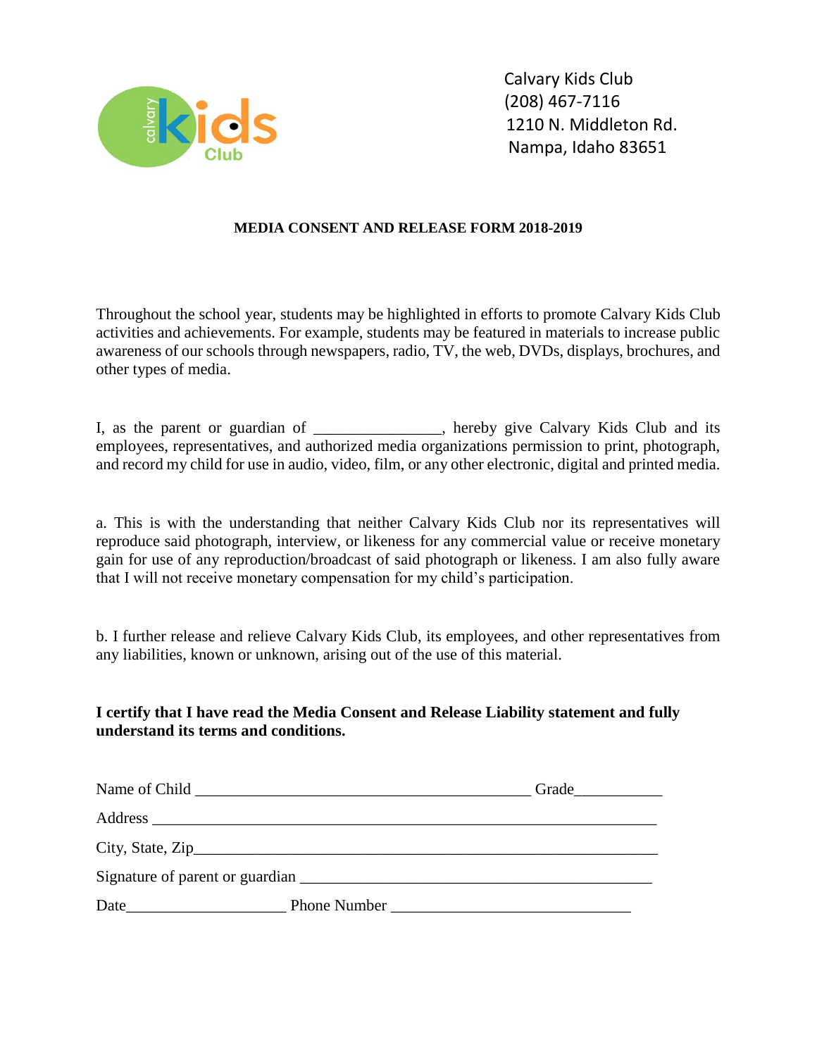Calvary Kids Club
(208) 467-7116
1210 N. Middleton Rd.
Nampa, Idaho 83651

**MEDIA CONSENT AND RELEASE FORM 2018-2019**

Throughout the school year, students may be highlighted in efforts to promote Calvary Kids Club activities and achievements. For example, students may be featured in materials to increase public awareness of our schools through newspapers, radio, TV, the web, DVDs, displays, brochures, and other types of media.

I, as the parent or guardian of _______________, hereby give Calvary Kids Club and its employees, representatives, and authorized media organizations permission to print, photograph, and record my child for use in audio, video, film, or any other electronic, digital and printed media.

a. This is with the understanding that neither Calvary Kids Club nor its representatives will reproduce said photograph, interview, or likeness for any commercial value or receive monetary gain for use of any reproduction/broadcast of said photograph or likeness. I am also fully aware that I will not receive monetary compensation for my child's participation.

b. I further release and relieve Calvary Kids Club, its employees, and other representatives from any liabilities, known or unknown, arising out of the use of this material.

**I certify that I have read the Media Consent and Release Liability statement and fully understand its terms and conditions.**

Name of Child ________________________________________ Grade__________

Address ____________________________________________________________

City, State, Zip_______________________________________________________

Signature of parent or guardian ___________________________________________

Date___________________ Phone Number ____________________________